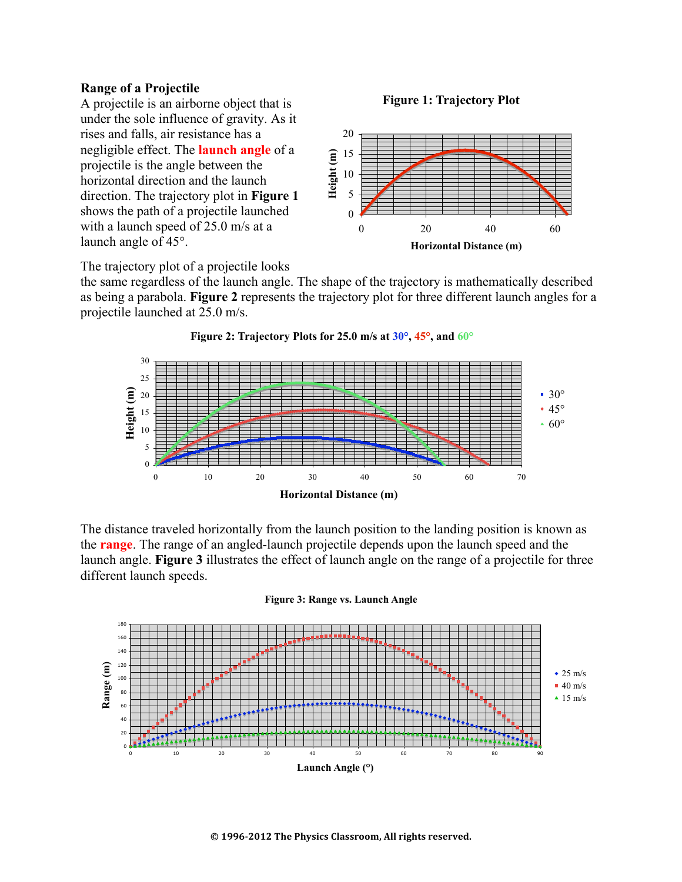## Range of a Projectile

A projectile is an airborne object that is under the sole influence of gravity. As it rises and falls, air resistance has a negligible effect. The **launch angle** of a projectile is the angle between the horizontal direction and the launch direction. The trajectory plot in **Figure 1** shows the path of a projectile launched with a launch speed of 25.0 m/s at a launch angle of 45°.

**Figure 1: Trajectory Plot**

The trajectory plot of a projectile looks the same regardless of the launch angle. The shape of the trajectory is mathematically described as being a parabola. **Figure 2** represents the trajectory plot for three different launch angles for a projectile launched at 25.0 m/s.

**Figure 2: Trajectory Plots for 25.0 m/s at 30°, 45°, and 60°**

The distance traveled horizontally from the launch position to the landing position is known as the **range**. The range of an angled-launch projectile depends upon the launch speed and the launch angle. **Figure 3** illustrates the effect of launch angle on the range of a projectile for three different launch speeds.

**Figure 3: Range vs. Launch Angle**

© 1996-2012 The Physics Classroom, All rights reserved.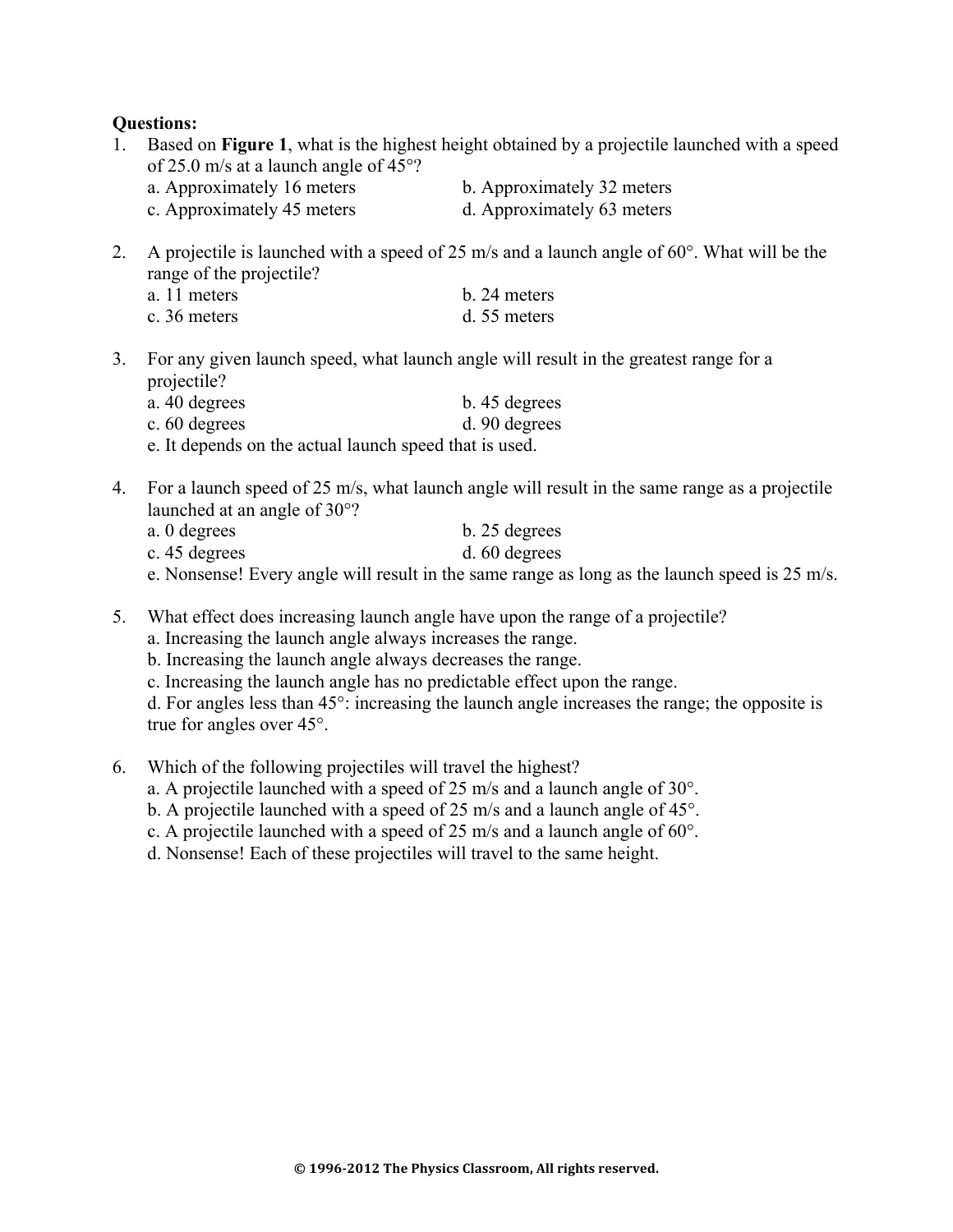**Questions:**

1. Based on **Figure 1**, what is the highest height obtained by a projectile launched with a speed of 25.0 m/s at a launch angle of 45°?
   a. Approximately 16 meters
   b. Approximately 32 meters
   c. Approximately 45 meters
   d. Approximately 63 meters

2. A projectile is launched with a speed of 25 m/s and a launch angle of 60°. What will be the range of the projectile?
   a. 11 meters
   b. 24 meters
   c. 36 meters
   d. 55 meters

3. For any given launch speed, what launch angle will result in the greatest range for a projectile?
   a. 40 degrees
   b. 45 degrees
   c. 60 degrees
   d. 90 degrees
   e. It depends on the actual launch speed that is used.

4. For a launch speed of 25 m/s, what launch angle will result in the same range as a projectile launched at an angle of 30°?
   a. 0 degrees
   b. 25 degrees
   c. 45 degrees
   d. 60 degrees
   e. Nonsense! Every angle will result in the same range as long as the launch speed is 25 m/s.

5. What effect does increasing launch angle have upon the range of a projectile?
   a. Increasing the launch angle always increases the range.
   b. Increasing the launch angle always decreases the range.
   c. Increasing the launch angle has no predictable effect upon the range.
   d. For angles less than 45°: increasing the launch angle increases the range; the opposite is true for angles over 45°.

6. Which of the following projectiles will travel the highest?
   a. A projectile launched with a speed of 25 m/s and a launch angle of 30°.
   b. A projectile launched with a speed of 25 m/s and a launch angle of 45°.
   c. A projectile launched with a speed of 25 m/s and a launch angle of 60°.
   d. Nonsense! Each of these projectiles will travel to the same height.

**© 1996-2012 The Physics Classroom, All rights reserved.**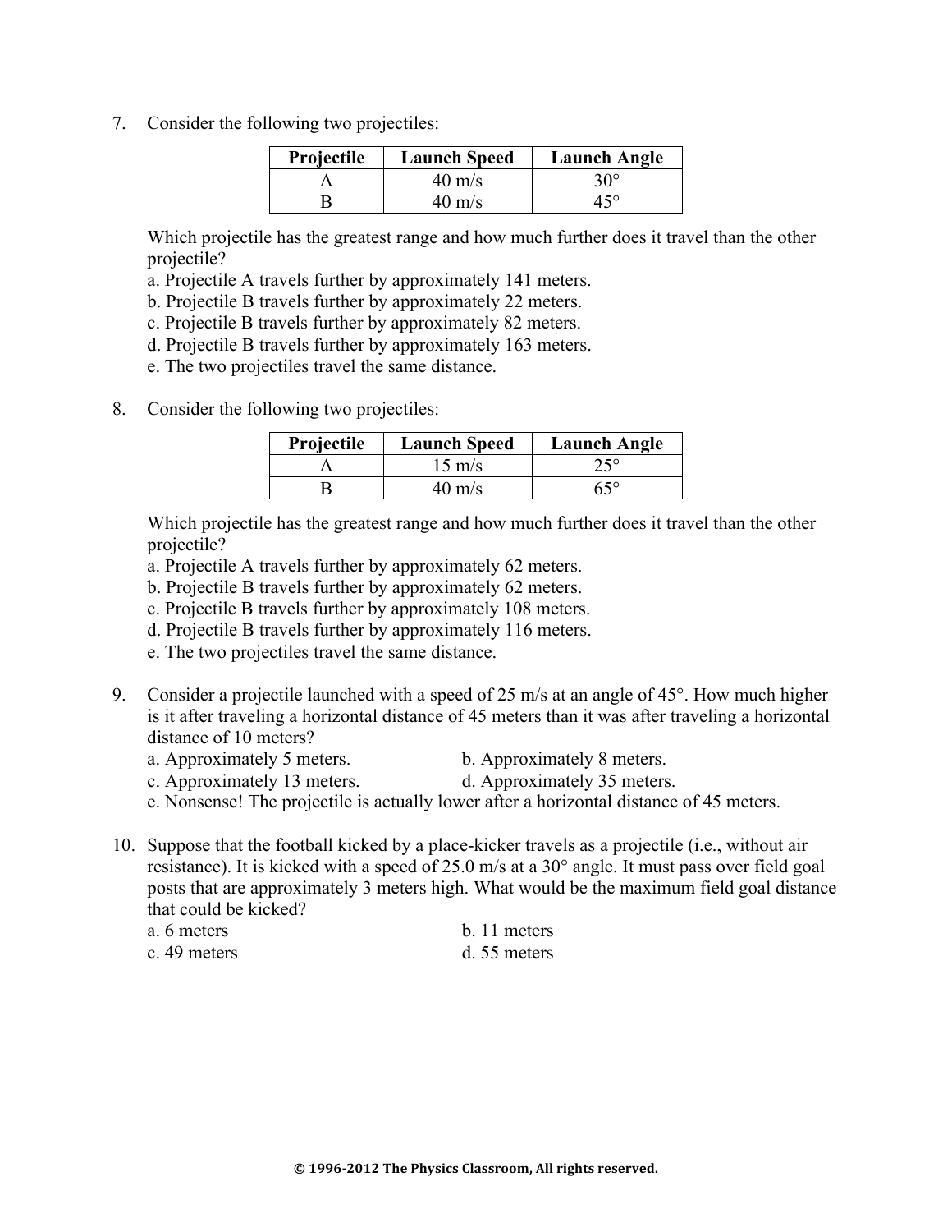7. Consider the following two projectiles:

| Projectile | Launch Speed | Launch Angle |
| --- | --- | --- |
| A | 40 m/s | 30° |
| B | 40 m/s | 45° |

   Which projectile has the greatest range and how much further does it travel than the other projectile?
   a. Projectile A travels further by approximately 141 meters.
   b. Projectile B travels further by approximately 22 meters.
   c. Projectile B travels further by approximately 82 meters.
   d. Projectile B travels further by approximately 163 meters.
   e. The two projectiles travel the same distance.

8. Consider the following two projectiles:

| Projectile | Launch Speed | Launch Angle |
| --- | --- | --- |
| A | 15 m/s | 25° |
| B | 40 m/s | 65° |

   Which projectile has the greatest range and how much further does it travel than the other projectile?
   a. Projectile A travels further by approximately 62 meters.
   b. Projectile B travels further by approximately 62 meters.
   c. Projectile B travels further by approximately 108 meters.
   d. Projectile B travels further by approximately 116 meters.
   e. The two projectiles travel the same distance.

9. Consider a projectile launched with a speed of 25 m/s at an angle of 45°. How much higher is it after traveling a horizontal distance of 45 meters than it was after traveling a horizontal distance of 10 meters?
   a. Approximately 5 meters.
   b. Approximately 8 meters.
   c. Approximately 13 meters.
   d. Approximately 35 meters.
   e. Nonsense! The projectile is actually lower after a horizontal distance of 45 meters.

10. Suppose that the football kicked by a place-kicker travels as a projectile (i.e., without air resistance). It is kicked with a speed of 25.0 m/s at a 30° angle. It must pass over field goal posts that are approximately 3 meters high. What would be the maximum field goal distance that could be kicked?
   a. 6 meters
   b. 11 meters
   c. 49 meters
   d. 55 meters

© 1996-2012 The Physics Classroom, All rights reserved.